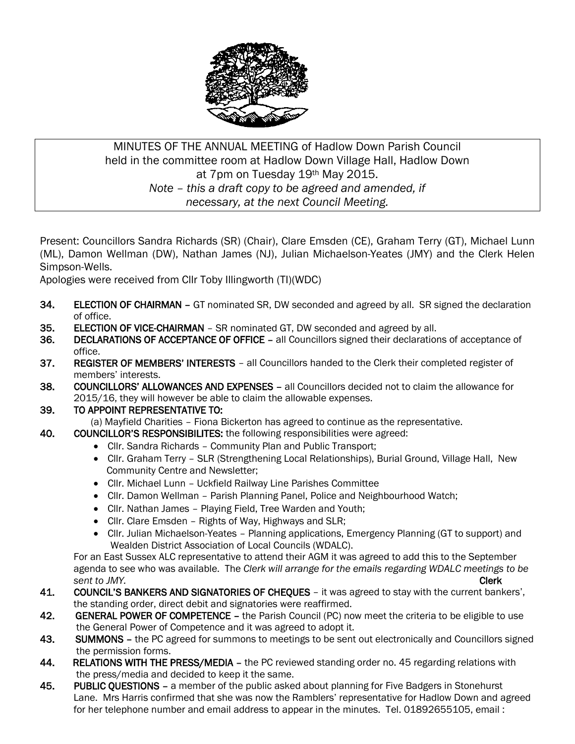MINUTES OF THE ANNUAL MEETING of Hadlow Down Parish Council held in the committee room at Hadlow Down Village Hall, Hadlow Down at 7pm on Tuesday 19th May 2015.

*Note – this a draft copy to be agreed and amended, if necessary, at the next Council Meeting.*

Present: Councillors Sandra Richards (SR) (Chair), Clare Emsden (CE), Graham Terry (GT), Michael Lunn (ML), Damon Wellman (DW), Nathan James (NJ), Julian Michaelson-Yeates (JMY) and the Clerk Helen Simpson-Wells.

Apologies were received from Cllr Toby Illingworth (TI)(WDC)

**34. ELECTION OF CHAIRMAN** – GT nominated SR, DW seconded and agreed by all. SR signed the declaration of office.

**35. ELECTION OF VICE-CHAIRMAN** – SR nominated GT, DW seconded and agreed by all.

**36. DECLARATIONS OF ACCEPTANCE OF OFFICE** – all Councillors signed their declarations of acceptance of office.

**37. REGISTER OF MEMBERS' INTERESTS** – all Councillors handed to the Clerk their completed register of members' interests.

**38. COUNCILLORS' ALLOWANCES AND EXPENSES** – all Councillors decided not to claim the allowance for 2015/16, they will however be able to claim the allowable expenses.

**39. TO APPOINT REPRESENTATIVE TO:**

(a) Mayfield Charities – Fiona Bickerton has agreed to continue as the representative.

**40. COUNCILLOR'S RESPONSIBILITES:** the following responsibilities were agreed:

- Cllr. Sandra Richards – Community Plan and Public Transport;
- Cllr. Graham Terry – SLR (Strengthening Local Relationships), Burial Ground, Village Hall, New Community Centre and Newsletter;
- Cllr. Michael Lunn – Uckfield Railway Line Parishes Committee
- Cllr. Damon Wellman – Parish Planning Panel, Police and Neighbourhood Watch;
- Cllr. Nathan James – Playing Field, Tree Warden and Youth;
- Cllr. Clare Emsden – Rights of Way, Highways and SLR;
- Cllr. Julian Michaelson-Yeates – Planning applications, Emergency Planning (GT to support) and Wealden District Association of Local Councils (WDALC).

For an East Sussex ALC representative to attend their AGM it was agreed to add this to the September agenda to see who was available. The *Clerk will arrange for the emails regarding WDALC meetings to be sent to JMY.* **Clerk**

**41. COUNCIL'S BANKERS AND SIGNATORIES OF CHEQUES** – it was agreed to stay with the current bankers', the standing order, direct debit and signatories were reaffirmed.

**42. GENERAL POWER OF COMPETENCE** – the Parish Council (PC) now meet the criteria to be eligible to use the General Power of Competence and it was agreed to adopt it.

**43. SUMMONS** – the PC agreed for summons to meetings to be sent out electronically and Councillors signed the permission forms.

**44. RELATIONS WITH THE PRESS/MEDIA** – the PC reviewed standing order no. 45 regarding relations with the press/media and decided to keep it the same.

**45. PUBLIC QUESTIONS** – a member of the public asked about planning for Five Badgers in Stonehurst Lane. Mrs Harris confirmed that she was now the Ramblers' representative for Hadlow Down and agreed for her telephone number and email address to appear in the minutes. Tel. 01892655105, email :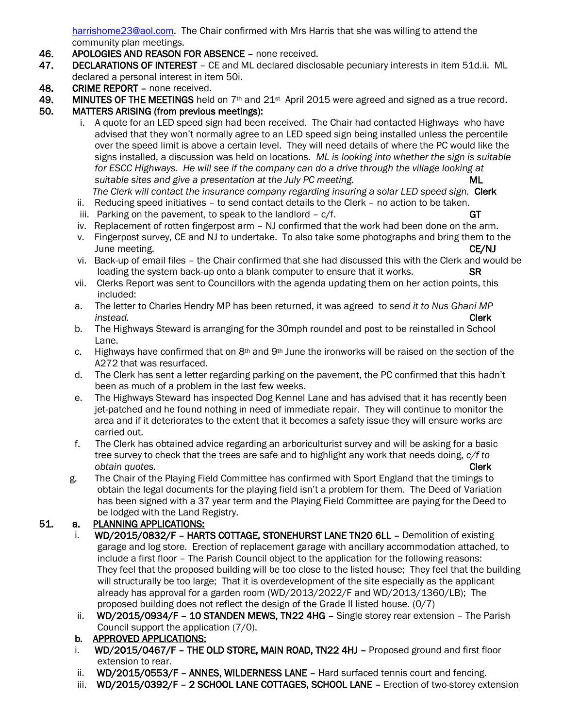harrishome23@aol.com. The Chair confirmed with Mrs Harris that she was willing to attend the community plan meetings.

46. **APOLOGIES AND REASON FOR ABSENCE** – none received.

47. **DECLARATIONS OF INTEREST** – CE and ML declared disclosable pecuniary interests in item 51d.ii. ML declared a personal interest in item 50i.

48. **CRIME REPORT** – none received.

49. **MINUTES OF THE MEETINGS** held on 7th and 21st April 2015 were agreed and signed as a true record.

50. **MATTERS ARISING (from previous meetings):**

    i. A quote for an LED speed sign had been received. The Chair had contacted Highways who have advised that they won't normally agree to an LED speed sign being installed unless the percentile over the speed limit is above a certain level. They will need details of where the PC would like the signs installed, a discussion was held on locations. *ML is looking into whether the sign is suitable for ESCC Highways. He will see if the company can do a drive through the village looking at suitable sites and give a presentation at the July PC meeting.* **ML**
    *The Clerk will contact the insurance company regarding insuring a solar LED speed sign.* **Clerk**

    ii. Reducing speed initiatives – to send contact details to the Clerk – no action to be taken.

    iii. Parking on the pavement, to speak to the landlord – c/f. **GT**

    iv. Replacement of rotten fingerpost arm – NJ confirmed that the work had been done on the arm.

    v. Fingerpost survey, CE and NJ to undertake. To also take some photographs and bring them to the June meeting. **CE/NJ**

    vi. Back-up of email files – the Chair confirmed that she had discussed this with the Clerk and would be loading the system back-up onto a blank computer to ensure that it works. **SR**

    vii. Clerks Report was sent to Councillors with the agenda updating them on her action points, this included:

    a. The letter to Charles Hendry MP has been returned, it was agreed to *send it to Nus Ghani MP instead.* **Clerk**

    b. The Highways Steward is arranging for the 30mph roundel and post to be reinstalled in School Lane.

    c. Highways have confirmed that on 8th and 9th June the ironworks will be raised on the section of the A272 that was resurfaced.

    d. The Clerk has sent a letter regarding parking on the pavement, the PC confirmed that this hadn't been as much of a problem in the last few weeks.

    e. The Highways Steward has inspected Dog Kennel Lane and has advised that it has recently been jet-patched and he found nothing in need of immediate repair. They will continue to monitor the area and if it deteriorates to the extent that it becomes a safety issue they will ensure works are carried out.

    f. The Clerk has obtained advice regarding an arboriculturist survey and will be asking for a basic tree survey to check that the trees are safe and to highlight any work that needs doing, *c/f to obtain quotes.* **Clerk**

    g. The Chair of the Playing Field Committee has confirmed with Sport England that the timings to obtain the legal documents for the playing field isn't a problem for them. The Deed of Variation has been signed with a 37 year term and the Playing Field Committee are paying for the Deed to be lodged with the Land Registry.

51. **a. PLANNING APPLICATIONS:**

    i. **WD/2015/0832/F – HARTS COTTAGE, STONEHURST LANE TN20 6LL** – Demolition of existing garage and log store. Erection of replacement garage with ancillary accommodation attached, to include a first floor – The Parish Council object to the application for the following reasons: They feel that the proposed building will be too close to the listed house; They feel that the building will structurally be too large; That it is overdevelopment of the site especially as the applicant already has approval for a garden room (WD/2013/2022/F and WD/2013/1360/LB); The proposed building does not reflect the design of the Grade II listed house. (0/7)

    ii. **WD/2015/0934/F – 10 STANDEN MEWS, TN22 4HG** – Single storey rear extension – The Parish Council support the application (7/0).

    **b. APPROVED APPLICATIONS:**

    i. **WD/2015/0467/F – THE OLD STORE, MAIN ROAD, TN22 4HJ** – Proposed ground and first floor extension to rear.

    ii. **WD/2015/0553/F – ANNES, WILDERNESS LANE** – Hard surfaced tennis court and fencing.

    iii. **WD/2015/0392/F – 2 SCHOOL LANE COTTAGES, SCHOOL LANE** – Erection of two-storey extension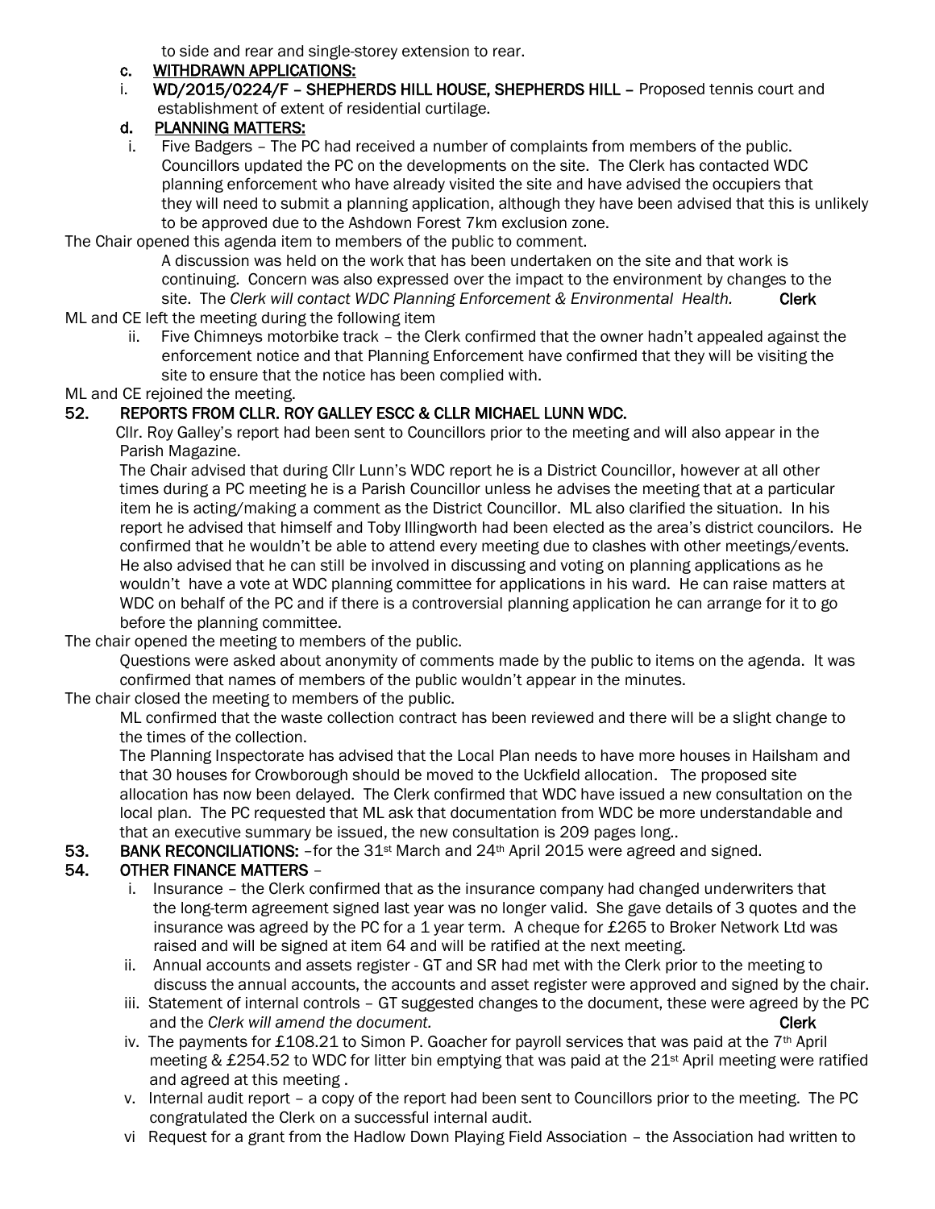to side and rear and single-storey extension to rear.

**c. WITHDRAWN APPLICATIONS:**

i. **WD/2015/0224/F – SHEPHERDS HILL HOUSE, SHEPHERDS HILL –** Proposed tennis court and establishment of extent of residential curtilage.

**d. PLANNING MATTERS:**

i. Five Badgers – The PC had received a number of complaints from members of the public. Councillors updated the PC on the developments on the site. The Clerk has contacted WDC planning enforcement who have already visited the site and have advised the occupiers that they will need to submit a planning application, although they have been advised that this is unlikely to be approved due to the Ashdown Forest 7km exclusion zone.

The Chair opened this agenda item to members of the public to comment.

A discussion was held on the work that has been undertaken on the site and that work is continuing. Concern was also expressed over the impact to the environment by changes to the site. The *Clerk will contact WDC Planning Enforcement & Environmental Health.* **Clerk**

ML and CE left the meeting during the following item

ii. Five Chimneys motorbike track – the Clerk confirmed that the owner hadn't appealed against the enforcement notice and that Planning Enforcement have confirmed that they will be visiting the site to ensure that the notice has been complied with.

ML and CE rejoined the meeting.

## 52. REPORTS FROM CLLR. ROY GALLEY ESCC & CLLR MICHAEL LUNN WDC.

Cllr. Roy Galley's report had been sent to Councillors prior to the meeting and will also appear in the Parish Magazine.

The Chair advised that during Cllr Lunn's WDC report he is a District Councillor, however at all other times during a PC meeting he is a Parish Councillor unless he advises the meeting that at a particular item he is acting/making a comment as the District Councillor. ML also clarified the situation. In his report he advised that himself and Toby Illingworth had been elected as the area's district councilors. He confirmed that he wouldn't be able to attend every meeting due to clashes with other meetings/events. He also advised that he can still be involved in discussing and voting on planning applications as he wouldn't have a vote at WDC planning committee for applications in his ward. He can raise matters at WDC on behalf of the PC and if there is a controversial planning application he can arrange for it to go before the planning committee.

The chair opened the meeting to members of the public.

Questions were asked about anonymity of comments made by the public to items on the agenda. It was confirmed that names of members of the public wouldn't appear in the minutes.

The chair closed the meeting to members of the public.

ML confirmed that the waste collection contract has been reviewed and there will be a slight change to the times of the collection.

The Planning Inspectorate has advised that the Local Plan needs to have more houses in Hailsham and that 30 houses for Crowborough should be moved to the Uckfield allocation. The proposed site allocation has now been delayed. The Clerk confirmed that WDC have issued a new consultation on the local plan. The PC requested that ML ask that documentation from WDC be more understandable and that an executive summary be issued, the new consultation is 209 pages long..

## 53. BANK RECONCILIATIONS: 
–for the 31st March and 24th April 2015 were agreed and signed.

## 54. OTHER FINANCE MATTERS –

i. Insurance – the Clerk confirmed that as the insurance company had changed underwriters that the long-term agreement signed last year was no longer valid. She gave details of 3 quotes and the insurance was agreed by the PC for a 1 year term. A cheque for £265 to Broker Network Ltd was raised and will be signed at item 64 and will be ratified at the next meeting.

ii. Annual accounts and assets register - GT and SR had met with the Clerk prior to the meeting to discuss the annual accounts, the accounts and asset register were approved and signed by the chair.

iii. Statement of internal controls – GT suggested changes to the document, these were agreed by the PC and the *Clerk will amend the document.* **Clerk**

iv. The payments for £108.21 to Simon P. Goacher for payroll services that was paid at the 7th April meeting & £254.52 to WDC for litter bin emptying that was paid at the 21st April meeting were ratified and agreed at this meeting .

v. Internal audit report – a copy of the report had been sent to Councillors prior to the meeting. The PC congratulated the Clerk on a successful internal audit.

vi Request for a grant from the Hadlow Down Playing Field Association – the Association had written to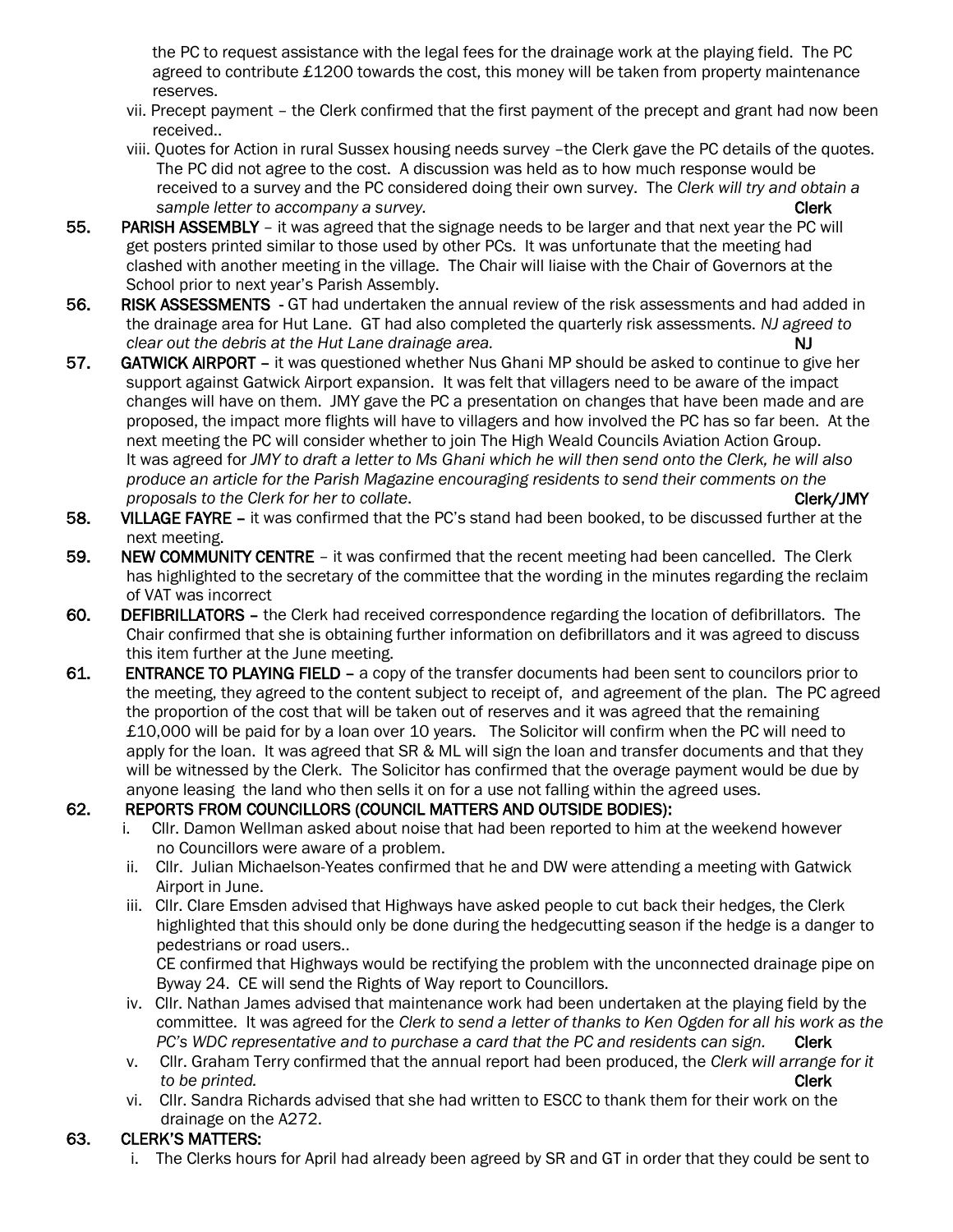the PC to request assistance with the legal fees for the drainage work at the playing field. The PC agreed to contribute £1200 towards the cost, this money will be taken from property maintenance reserves.

vii. Precept payment – the Clerk confirmed that the first payment of the precept and grant had now been received..

viii. Quotes for Action in rural Sussex housing needs survey –the Clerk gave the PC details of the quotes. The PC did not agree to the cost. A discussion was held as to how much response would be received to a survey and the PC considered doing their own survey. The *Clerk will try and obtain a sample letter to accompany a survey.* **Clerk**

**55. PARISH ASSEMBLY** – it was agreed that the signage needs to be larger and that next year the PC will get posters printed similar to those used by other PCs. It was unfortunate that the meeting had clashed with another meeting in the village. The Chair will liaise with the Chair of Governors at the School prior to next year's Parish Assembly.

**56. RISK ASSESSMENTS** - GT had undertaken the annual review of the risk assessments and had added in the drainage area for Hut Lane. GT had also completed the quarterly risk assessments. *NJ agreed to clear out the debris at the Hut Lane drainage area.* **NJ**

**57. GATWICK AIRPORT** – it was questioned whether Nus Ghani MP should be asked to continue to give her support against Gatwick Airport expansion. It was felt that villagers need to be aware of the impact changes will have on them. JMY gave the PC a presentation on changes that have been made and are proposed, the impact more flights will have to villagers and how involved the PC has so far been. At the next meeting the PC will consider whether to join The High Weald Councils Aviation Action Group. It was agreed for *JMY to draft a letter to Ms Ghani which he will then send onto the Clerk, he will also produce an article for the Parish Magazine encouraging residents to send their comments on the proposals to the Clerk for her to collate*. **Clerk/JMY**

**58. VILLAGE FAYRE** – it was confirmed that the PC's stand had been booked, to be discussed further at the next meeting.

**59. NEW COMMUNITY CENTRE** – it was confirmed that the recent meeting had been cancelled. The Clerk has highlighted to the secretary of the committee that the wording in the minutes regarding the reclaim of VAT was incorrect

**60. DEFIBRILLATORS** – the Clerk had received correspondence regarding the location of defibrillators. The Chair confirmed that she is obtaining further information on defibrillators and it was agreed to discuss this item further at the June meeting.

**61. ENTRANCE TO PLAYING FIELD** – a copy of the transfer documents had been sent to councilors prior to the meeting, they agreed to the content subject to receipt of, and agreement of the plan. The PC agreed the proportion of the cost that will be taken out of reserves and it was agreed that the remaining £10,000 will be paid for by a loan over 10 years. The Solicitor will confirm when the PC will need to apply for the loan. It was agreed that SR & ML will sign the loan and transfer documents and that they will be witnessed by the Clerk. The Solicitor has confirmed that the overage payment would be due by anyone leasing the land who then sells it on for a use not falling within the agreed uses.

**62. REPORTS FROM COUNCILLORS (COUNCIL MATTERS AND OUTSIDE BODIES):**

i. Cllr. Damon Wellman asked about noise that had been reported to him at the weekend however no Councillors were aware of a problem.

ii. Cllr. Julian Michaelson-Yeates confirmed that he and DW were attending a meeting with Gatwick Airport in June.

iii. Cllr. Clare Emsden advised that Highways have asked people to cut back their hedges, the Clerk highlighted that this should only be done during the hedgecutting season if the hedge is a danger to pedestrians or road users..
CE confirmed that Highways would be rectifying the problem with the unconnected drainage pipe on Byway 24. CE will send the Rights of Way report to Councillors.

iv. Cllr. Nathan James advised that maintenance work had been undertaken at the playing field by the committee. It was agreed for the *Clerk to send a letter of thanks to Ken Ogden for all his work as the PC's WDC representative and to purchase a card that the PC and residents can sign.* **Clerk**

v. Cllr. Graham Terry confirmed that the annual report had been produced, the *Clerk will arrange for it to be printed.* **Clerk**

vi. Cllr. Sandra Richards advised that she had written to ESCC to thank them for their work on the drainage on the A272.

**63. CLERK'S MATTERS:**

i. The Clerks hours for April had already been agreed by SR and GT in order that they could be sent to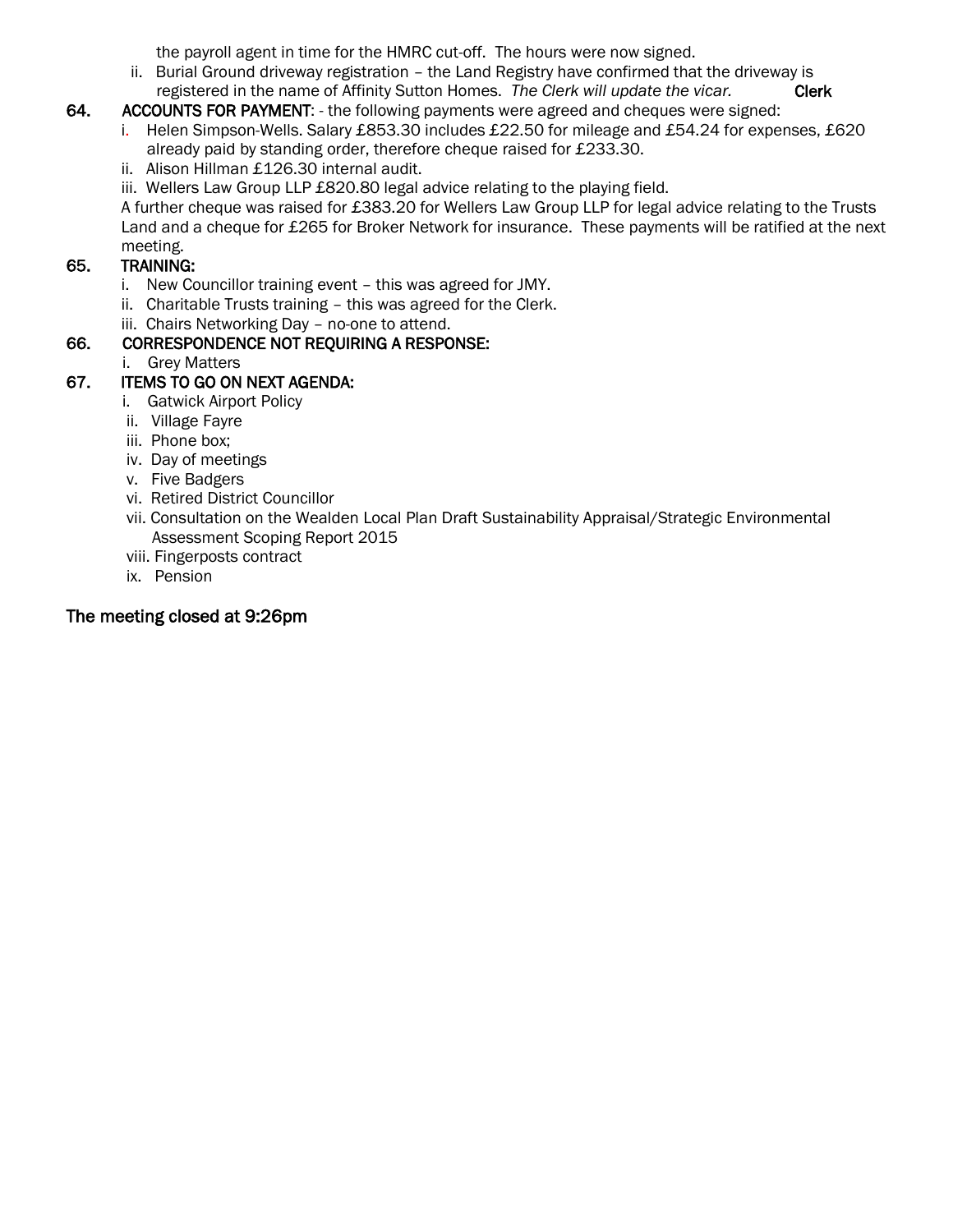the payroll agent in time for the HMRC cut-off. The hours were now signed.

ii. Burial Ground driveway registration – the Land Registry have confirmed that the driveway is registered in the name of Affinity Sutton Homes. *The Clerk will update the vicar.* **Clerk**

**64. ACCOUNTS FOR PAYMENT**: - the following payments were agreed and cheques were signed:

i. Helen Simpson-Wells. Salary £853.30 includes £22.50 for mileage and £54.24 for expenses, £620 already paid by standing order, therefore cheque raised for £233.30.

ii. Alison Hillman £126.30 internal audit.

iii. Wellers Law Group LLP £820.80 legal advice relating to the playing field.

A further cheque was raised for £383.20 for Wellers Law Group LLP for legal advice relating to the Trusts Land and a cheque for £265 for Broker Network for insurance. These payments will be ratified at the next meeting.

**65. TRAINING:**

i. New Councillor training event – this was agreed for JMY.

ii. Charitable Trusts training – this was agreed for the Clerk.

iii. Chairs Networking Day – no-one to attend.

**66. CORRESPONDENCE NOT REQUIRING A RESPONSE:**

i. Grey Matters

**67. ITEMS TO GO ON NEXT AGENDA:**

i. Gatwick Airport Policy

ii. Village Fayre

iii. Phone box;

iv. Day of meetings

v. Five Badgers

vi. Retired District Councillor

vii. Consultation on the Wealden Local Plan Draft Sustainability Appraisal/Strategic Environmental Assessment Scoping Report 2015

viii. Fingerposts contract

ix. Pension

**The meeting closed at 9:26pm**